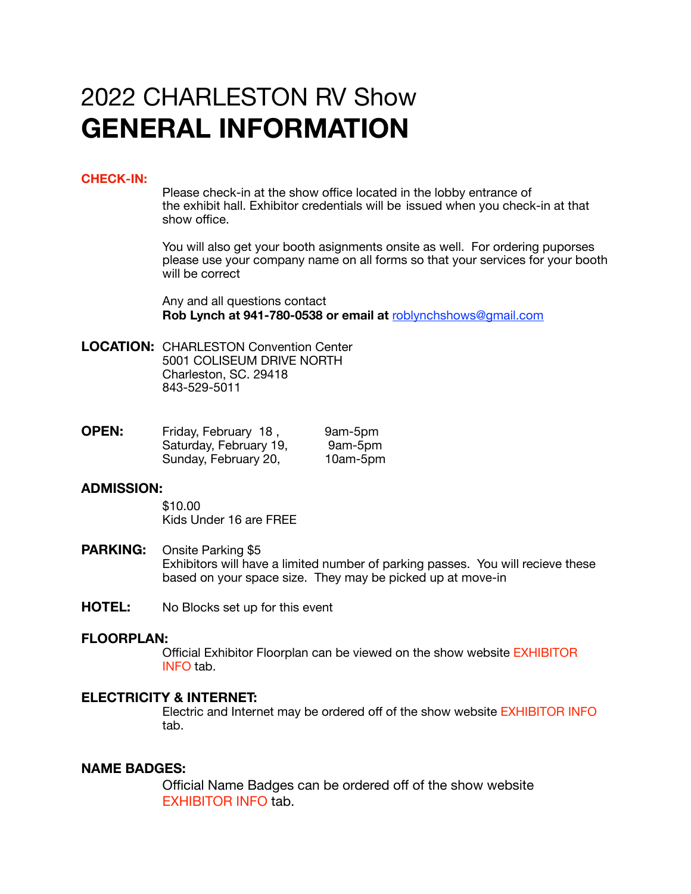# 2022 CHARLESTON RV Show
# GENERAL INFORMATION

**CHECK-IN:**

Please check-in at the show office located in the lobby entrance of the exhibit hall. Exhibitor credentials will be issued when you check-in at that show office.

You will also get your booth asignments onsite as well. For ordering puporses please use your company name on all forms so that your services for your booth will be correct

Any and all questions contact
**Rob Lynch at 941-780-0538 or email at** roblynchshows@gmail.com

**LOCATION:** CHARLESTON Convention Center
5001 COLISEUM DRIVE NORTH
Charleston, SC. 29418
843-529-5011

**OPEN:**

| | |
|---|---|
| Friday, February 18 , | 9am-5pm |
| Saturday, February 19, | 9am-5pm |
| Sunday, February 20, | 10am-5pm |

**ADMISSION:**

$10.00
Kids Under 16 are FREE

**PARKING:** Onsite Parking $5
Exhibitors will have a limited number of parking passes. You will recieve these based on your space size. They may be picked up at move-in

**HOTEL:** No Blocks set up for this event

**FLOORPLAN:**
Official Exhibitor Floorplan can be viewed on the show website EXHIBITOR INFO tab.

**ELECTRICITY & INTERNET:**
Electric and Internet may be ordered off of the show website EXHIBITOR INFO tab.

**NAME BADGES:**
Official Name Badges can be ordered off of the show website EXHIBITOR INFO tab.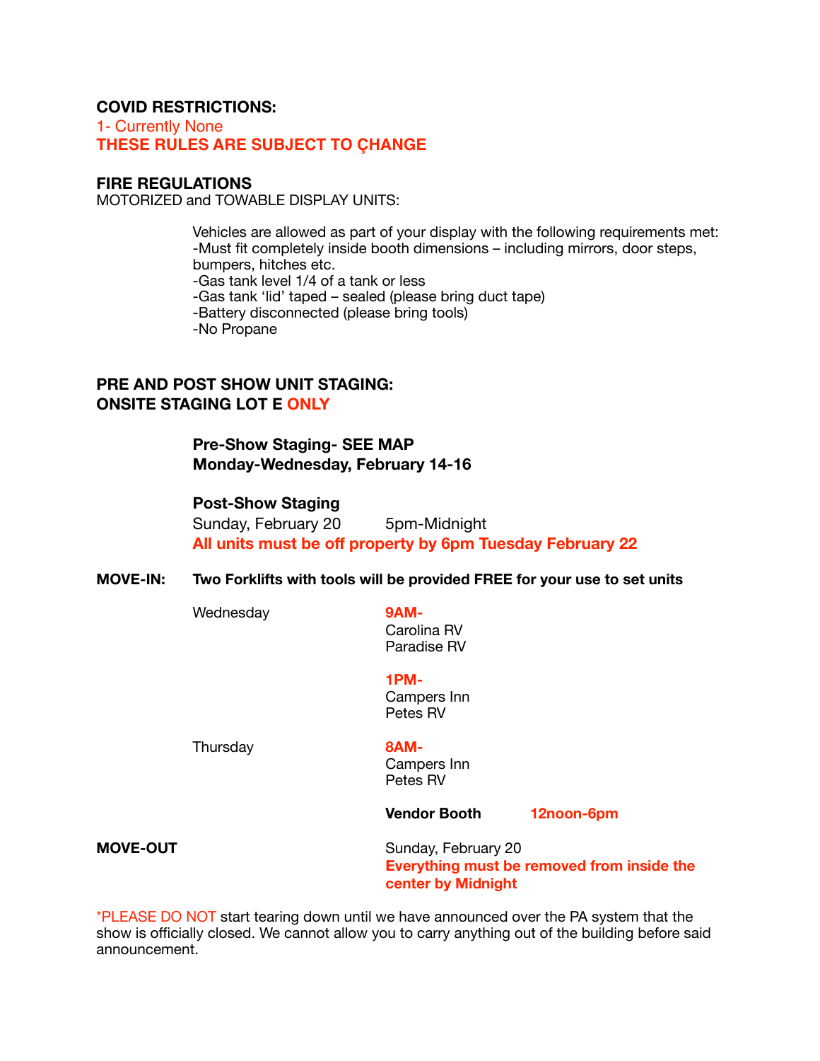**COVID RESTRICTIONS:**

1- Currently None

**THESE RULES ARE SUBJECT TO ÇHANGE**

**FIRE REGULATIONS**

MOTORIZED and TOWABLE DISPLAY UNITS:

Vehicles are allowed as part of your display with the following requirements met:

- Must fit completely inside booth dimensions – including mirrors, door steps, bumpers, hitches etc.
- Gas tank level 1/4 of a tank or less
- Gas tank 'lid' taped – sealed (please bring duct tape)
- Battery disconnected (please bring tools)
- No Propane

**PRE AND POST SHOW UNIT STAGING:**
**ONSITE STAGING LOT E ONLY**

**Pre-Show Staging- SEE MAP**
**Monday-Wednesday, February 14-16**

**Post-Show Staging**

Sunday, February 20 5pm-Midnight

**All units must be off property by 6pm Tuesday February 22**

**MOVE-IN:** **Two Forklifts with tools will be provided FREE for your use to set units**

Wednesday

**9AM-**
Carolina RV
Paradise RV

**1PM-**
Campers Inn
Petes RV

Thursday

**8AM-**
Campers Inn
Petes RV

**Vendor Booth** **12noon-6pm**

**MOVE-OUT**

Sunday, February 20

**Everything must be removed from inside the center by Midnight**

*PLEASE DO NOT start tearing down until we have announced over the PA system that the show is officially closed. We cannot allow you to carry anything out of the building before said announcement.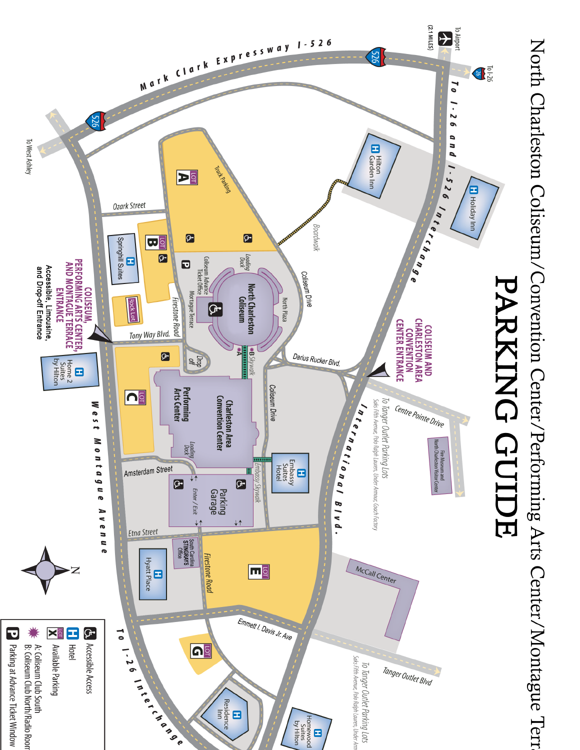# North Charleston Coliseum/Convention Center/Performing Arts Center/Montague Terr...

## PARKING GUIDE

To Airport (2.1 MILES)

To I-26

Mark Clark Expressway I-526

526

To I-26 and I-526 Interchange

To West Ashley

Hilton Garden Inn

Holiday Inn

Boardwalk

LOT A

Truck Parking

Ozark Street

LOT B

Springhill Suites

Rock Lot

Loading Dock

Coliseum Advance Ticket Office

Montague Terrace

North Charleston Coliseum

North Plaza

Coliseum Drive

Firestone Road

COLISEUM AND CHARLESTON AREA CONVENTION CENTER ENTRANCE

COLISEUM, PERFORMING ARTS CENTER, AND MONTAGUE TERRACE ENTRANCE

Accessible, Limousine, and Drop-off Entrance

Tony Way Blvd.

Drop off

A

B Skywalk

Darius Rucker Blvd.

Home 2 Suites by Hilton

LOT C

Performing Arts Center

Charleston Area Convention Center

Loading Dock

Coliseum Drive

Centre Pointe Drive

To Tanger Outlet Parking Lots

Saks Fifth Avenue, Polo Ralph Lauren, Under Armour, Coach Factory

Fire Museum and North Charleston Visitor Center

International Blvd.

Embassy Suites Hotel

West Montague Avenue

Amsterdam Street

Embassy Skywalk

Parking Garage

Enter / Exit

Etna Street

South Carolina STINGRAYS Office

Hyatt Place

Firestone Road

LOT E

McCall Center

Emmett I. Davis Jr. Ave

N

To I-26 Interchange

LOT G

Residence Inn

Homewood Suites by Hilton

Tanger Outlet Blvd

To Tanger Outlet Parking Lots

Saks Fifth Avenue, Polo Ralph Lauren, Under Arm...

- Accessible Access
- H: Hotel
- LOT X: Available Parking
- A: Coliseum Club South
- B: Coliseum Club North/Radio Room
- P: Parking at Advance Ticket Window